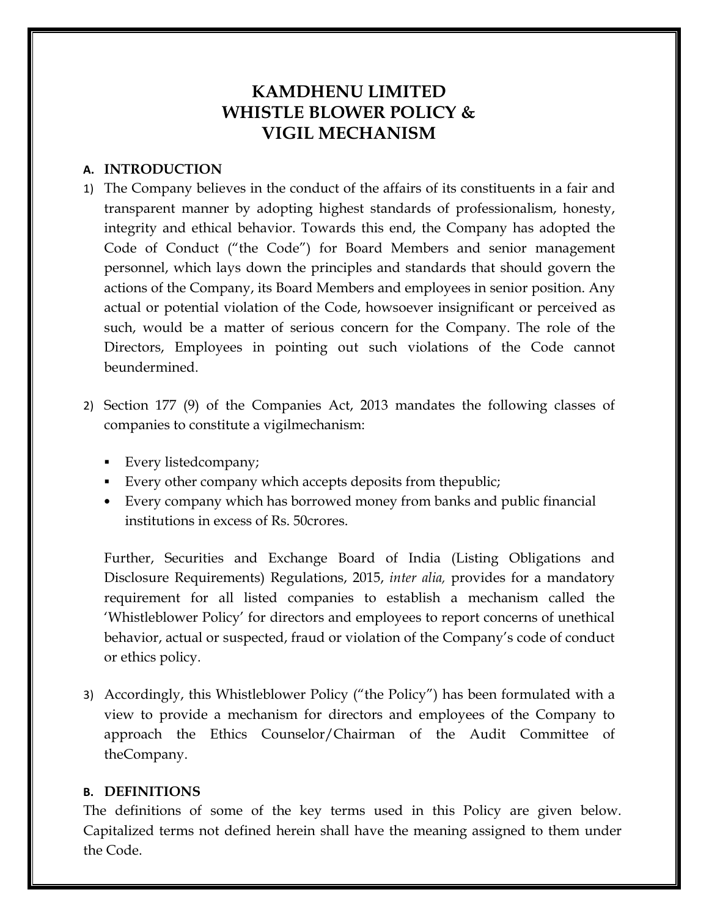# KAMDHENU LIMITED
# WHISTLE BLOWER POLICY &
# VIGIL MECHANISM

## A. INTRODUCTION

1) The Company believes in the conduct of the affairs of its constituents in a fair and transparent manner by adopting highest standards of professionalism, honesty, integrity and ethical behavior. Towards this end, the Company has adopted the Code of Conduct ("the Code") for Board Members and senior management personnel, which lays down the principles and standards that should govern the actions of the Company, its Board Members and employees in senior position. Any actual or potential violation of the Code, howsoever insignificant or perceived as such, would be a matter of serious concern for the Company. The role of the Directors, Employees in pointing out such violations of the Code cannot beundermined.

2) Section 177 (9) of the Companies Act, 2013 mandates the following classes of companies to constitute a vigilmechanism:

   - Every listedcompany;
   - Every other company which accepts deposits from thepublic;
   - Every company which has borrowed money from banks and public financial institutions in excess of Rs. 50crores.

   Further, Securities and Exchange Board of India (Listing Obligations and Disclosure Requirements) Regulations, 2015, *inter alia,* provides for a mandatory requirement for all listed companies to establish a mechanism called the 'Whistleblower Policy' for directors and employees to report concerns of unethical behavior, actual or suspected, fraud or violation of the Company's code of conduct or ethics policy.

3) Accordingly, this Whistleblower Policy ("the Policy") has been formulated with a view to provide a mechanism for directors and employees of the Company to approach the Ethics Counselor/Chairman of the Audit Committee of theCompany.

## B. DEFINITIONS

The definitions of some of the key terms used in this Policy are given below. Capitalized terms not defined herein shall have the meaning assigned to them under the Code.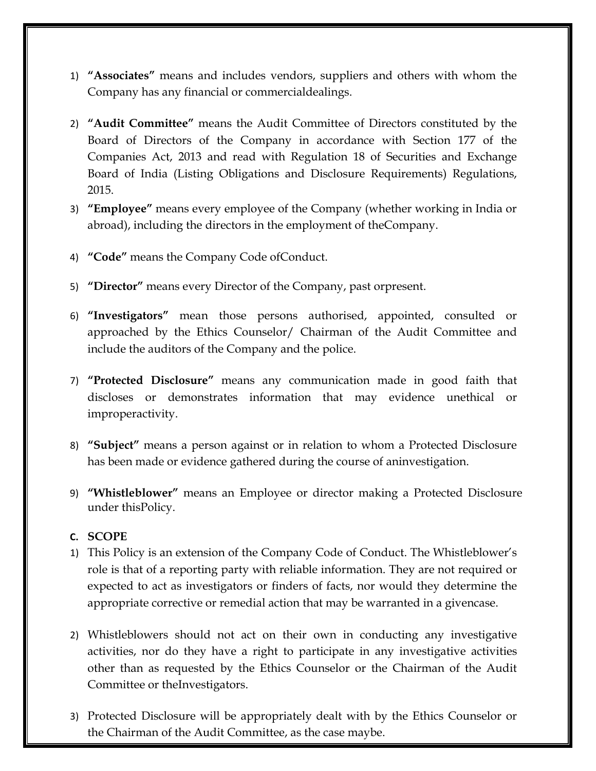1) **"Associates"** means and includes vendors, suppliers and others with whom the Company has any financial or commercialdealings.

2) **"Audit Committee"** means the Audit Committee of Directors constituted by the Board of Directors of the Company in accordance with Section 177 of the Companies Act, 2013 and read with Regulation 18 of Securities and Exchange Board of India (Listing Obligations and Disclosure Requirements) Regulations, 2015.

3) **"Employee"** means every employee of the Company (whether working in India or abroad), including the directors in the employment of theCompany.

4) **"Code"** means the Company Code ofConduct.

5) **"Director"** means every Director of the Company, past orpresent.

6) **"Investigators"** mean those persons authorised, appointed, consulted or approached by the Ethics Counselor/ Chairman of the Audit Committee and include the auditors of the Company and the police.

7) **"Protected Disclosure"** means any communication made in good faith that discloses or demonstrates information that may evidence unethical or improperactivity.

8) **"Subject"** means a person against or in relation to whom a Protected Disclosure has been made or evidence gathered during the course of aninvestigation.

9) **"Whistleblower"** means an Employee or director making a Protected Disclosure under thisPolicy.

**C. SCOPE**

1) This Policy is an extension of the Company Code of Conduct. The Whistleblower's role is that of a reporting party with reliable information. They are not required or expected to act as investigators or finders of facts, nor would they determine the appropriate corrective or remedial action that may be warranted in a givencase.

2) Whistleblowers should not act on their own in conducting any investigative activities, nor do they have a right to participate in any investigative activities other than as requested by the Ethics Counselor or the Chairman of the Audit Committee or theInvestigators.

3) Protected Disclosure will be appropriately dealt with by the Ethics Counselor or the Chairman of the Audit Committee, as the case maybe.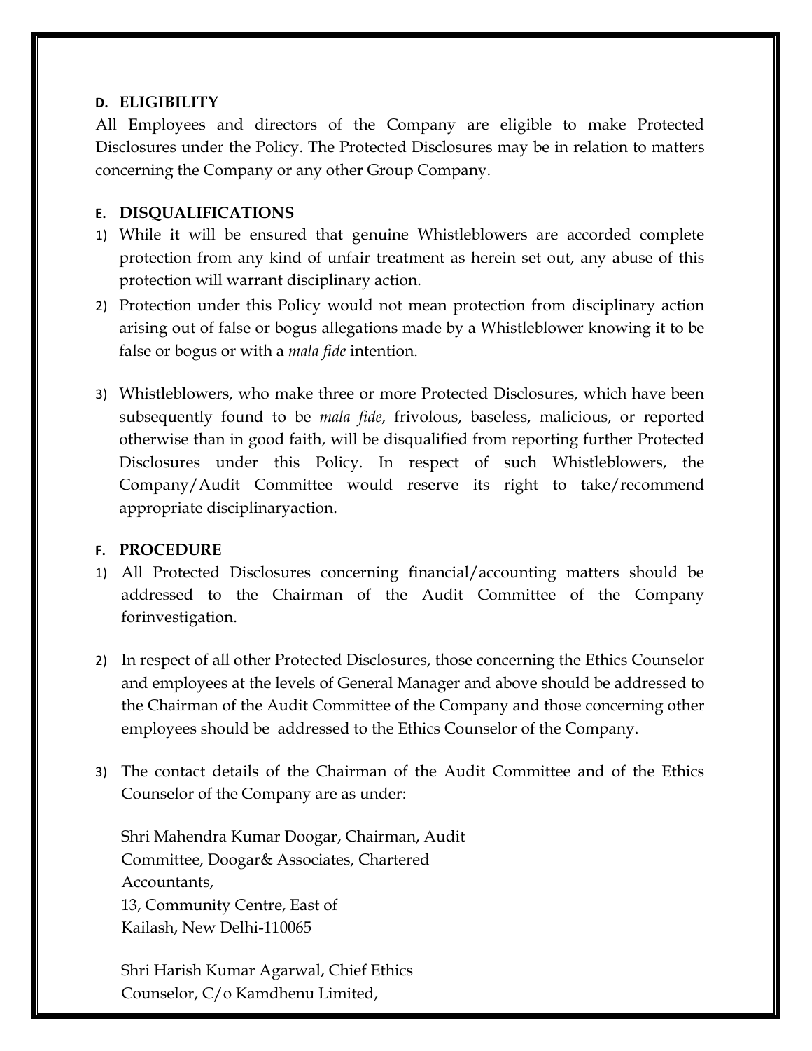## D. ELIGIBILITY

All Employees and directors of the Company are eligible to make Protected Disclosures under the Policy. The Protected Disclosures may be in relation to matters concerning the Company or any other Group Company.

## E. DISQUALIFICATIONS

1) While it will be ensured that genuine Whistleblowers are accorded complete protection from any kind of unfair treatment as herein set out, any abuse of this protection will warrant disciplinary action.
2) Protection under this Policy would not mean protection from disciplinary action arising out of false or bogus allegations made by a Whistleblower knowing it to be false or bogus or with a *mala fide* intention.
3) Whistleblowers, who make three or more Protected Disclosures, which have been subsequently found to be *mala fide*, frivolous, baseless, malicious, or reported otherwise than in good faith, will be disqualified from reporting further Protected Disclosures under this Policy. In respect of such Whistleblowers, the Company/Audit Committee would reserve its right to take/recommend appropriate disciplinaryaction.

## F. PROCEDURE

1) All Protected Disclosures concerning financial/accounting matters should be addressed to the Chairman of the Audit Committee of the Company forinvestigation.
2) In respect of all other Protected Disclosures, those concerning the Ethics Counselor and employees at the levels of General Manager and above should be addressed to the Chairman of the Audit Committee of the Company and those concerning other employees should be addressed to the Ethics Counselor of the Company.
3) The contact details of the Chairman of the Audit Committee and of the Ethics Counselor of the Company are as under:

   Shri Mahendra Kumar Doogar, Chairman, Audit Committee, Doogar& Associates, Chartered Accountants,
   13, Community Centre, East of Kailash, New Delhi-110065

   Shri Harish Kumar Agarwal, Chief Ethics Counselor, C/o Kamdhenu Limited,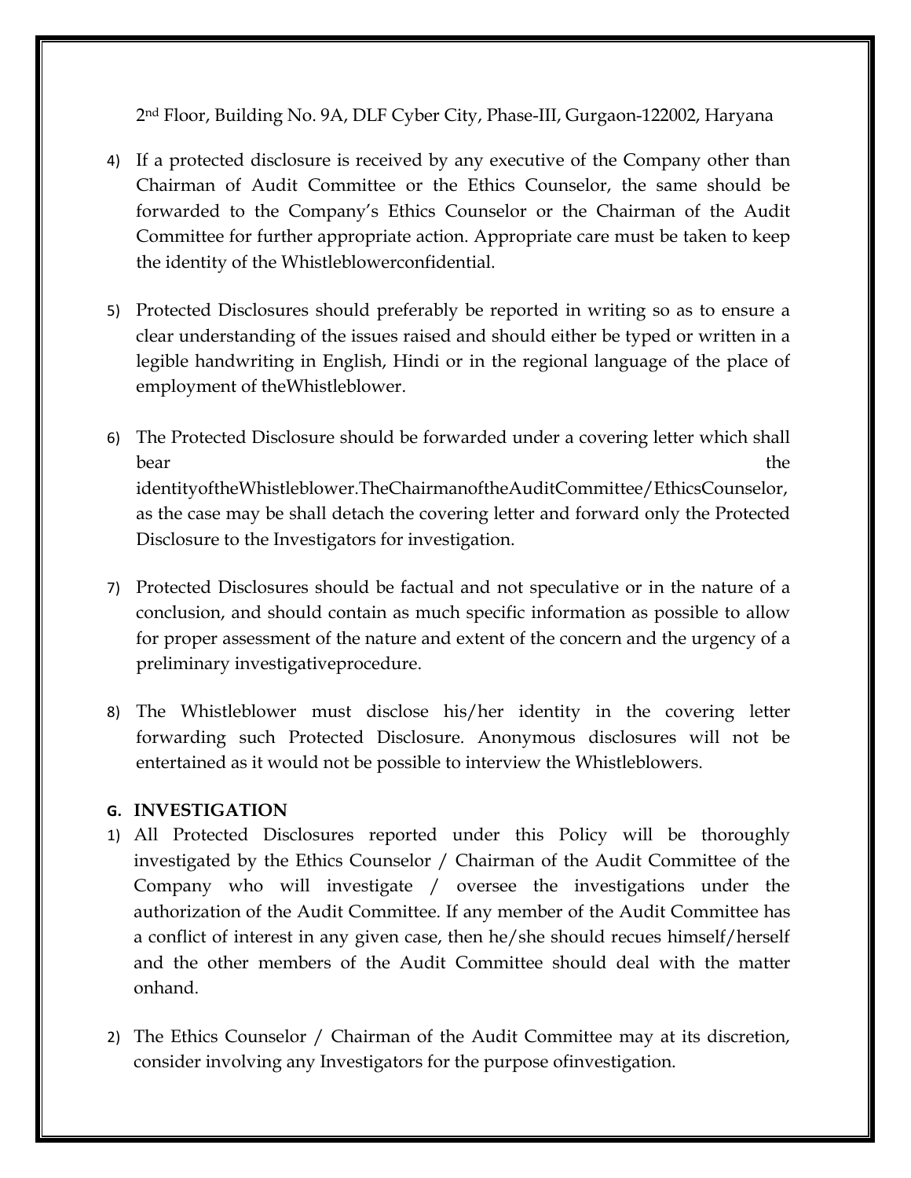2nd Floor, Building No. 9A, DLF Cyber City, Phase-III, Gurgaon-122002, Haryana

4) If a protected disclosure is received by any executive of the Company other than Chairman of Audit Committee or the Ethics Counselor, the same should be forwarded to the Company's Ethics Counselor or the Chairman of the Audit Committee for further appropriate action. Appropriate care must be taken to keep the identity of the Whistleblowerconfidential.

5) Protected Disclosures should preferably be reported in writing so as to ensure a clear understanding of the issues raised and should either be typed or written in a legible handwriting in English, Hindi or in the regional language of the place of employment of theWhistleblower.

6) The Protected Disclosure should be forwarded under a covering letter which shall bear the identityoftheWhistleblower.TheChairmanoftheAuditCommittee/EthicsCounselor, as the case may be shall detach the covering letter and forward only the Protected Disclosure to the Investigators for investigation.

7) Protected Disclosures should be factual and not speculative or in the nature of a conclusion, and should contain as much specific information as possible to allow for proper assessment of the nature and extent of the concern and the urgency of a preliminary investigativeprocedure.

8) The Whistleblower must disclose his/her identity in the covering letter forwarding such Protected Disclosure. Anonymous disclosures will not be entertained as it would not be possible to interview the Whistleblowers.

## G. INVESTIGATION

1) All Protected Disclosures reported under this Policy will be thoroughly investigated by the Ethics Counselor / Chairman of the Audit Committee of the Company who will investigate / oversee the investigations under the authorization of the Audit Committee. If any member of the Audit Committee has a conflict of interest in any given case, then he/she should recues himself/herself and the other members of the Audit Committee should deal with the matter onhand.

2) The Ethics Counselor / Chairman of the Audit Committee may at its discretion, consider involving any Investigators for the purpose ofinvestigation.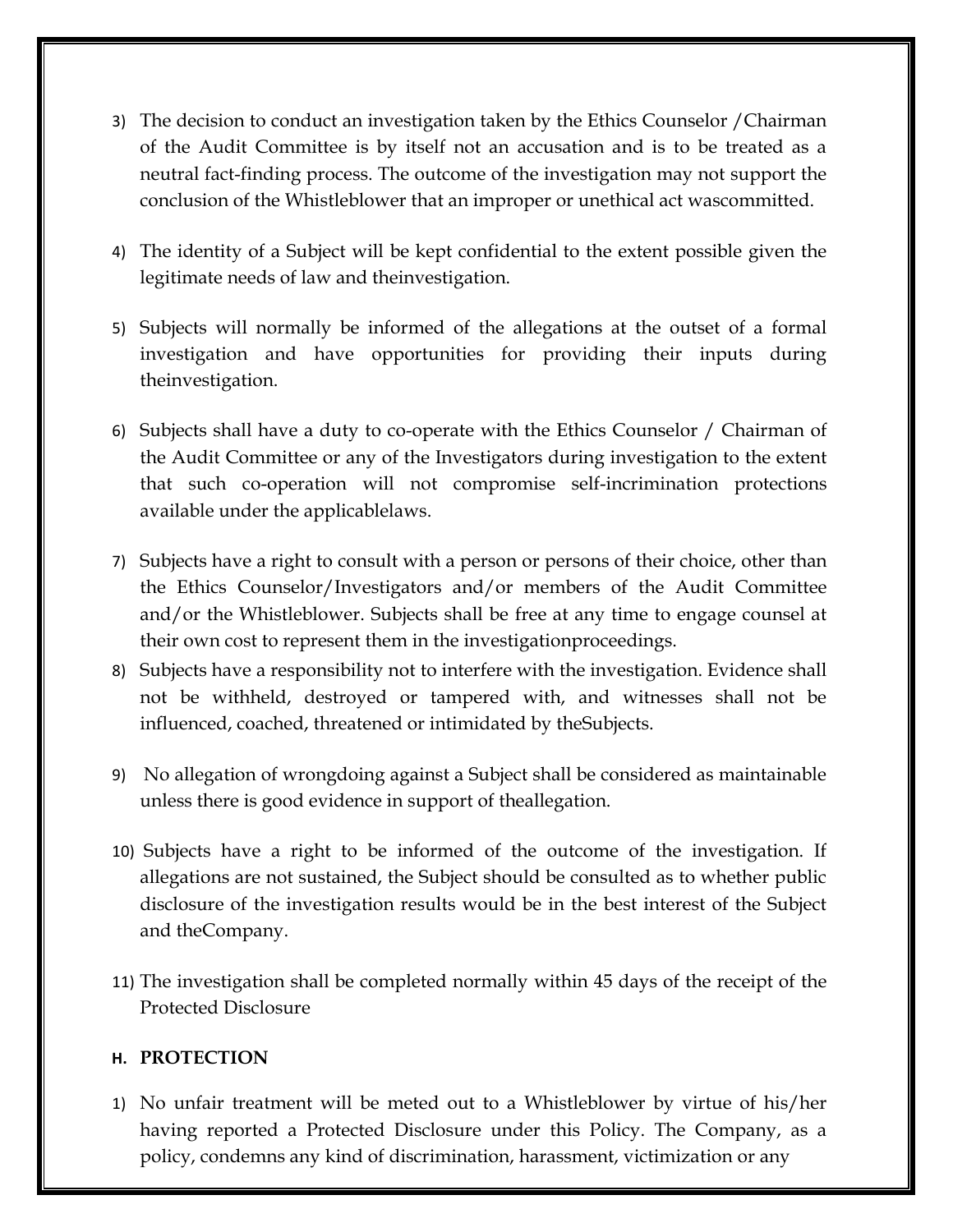3) The decision to conduct an investigation taken by the Ethics Counselor /Chairman of the Audit Committee is by itself not an accusation and is to be treated as a neutral fact-finding process. The outcome of the investigation may not support the conclusion of the Whistleblower that an improper or unethical act wascommitted.

4) The identity of a Subject will be kept confidential to the extent possible given the legitimate needs of law and theinvestigation.

5) Subjects will normally be informed of the allegations at the outset of a formal investigation and have opportunities for providing their inputs during theinvestigation.

6) Subjects shall have a duty to co-operate with the Ethics Counselor / Chairman of the Audit Committee or any of the Investigators during investigation to the extent that such co-operation will not compromise self-incrimination protections available under the applicablelaws.

7) Subjects have a right to consult with a person or persons of their choice, other than the Ethics Counselor/Investigators and/or members of the Audit Committee and/or the Whistleblower. Subjects shall be free at any time to engage counsel at their own cost to represent them in the investigationproceedings.

8) Subjects have a responsibility not to interfere with the investigation. Evidence shall not be withheld, destroyed or tampered with, and witnesses shall not be influenced, coached, threatened or intimidated by theSubjects.

9) No allegation of wrongdoing against a Subject shall be considered as maintainable unless there is good evidence in support of theallegation.

10) Subjects have a right to be informed of the outcome of the investigation. If allegations are not sustained, the Subject should be consulted as to whether public disclosure of the investigation results would be in the best interest of the Subject and theCompany.

11) The investigation shall be completed normally within 45 days of the receipt of the Protected Disclosure

## H. PROTECTION

1) No unfair treatment will be meted out to a Whistleblower by virtue of his/her having reported a Protected Disclosure under this Policy. The Company, as a policy, condemns any kind of discrimination, harassment, victimization or any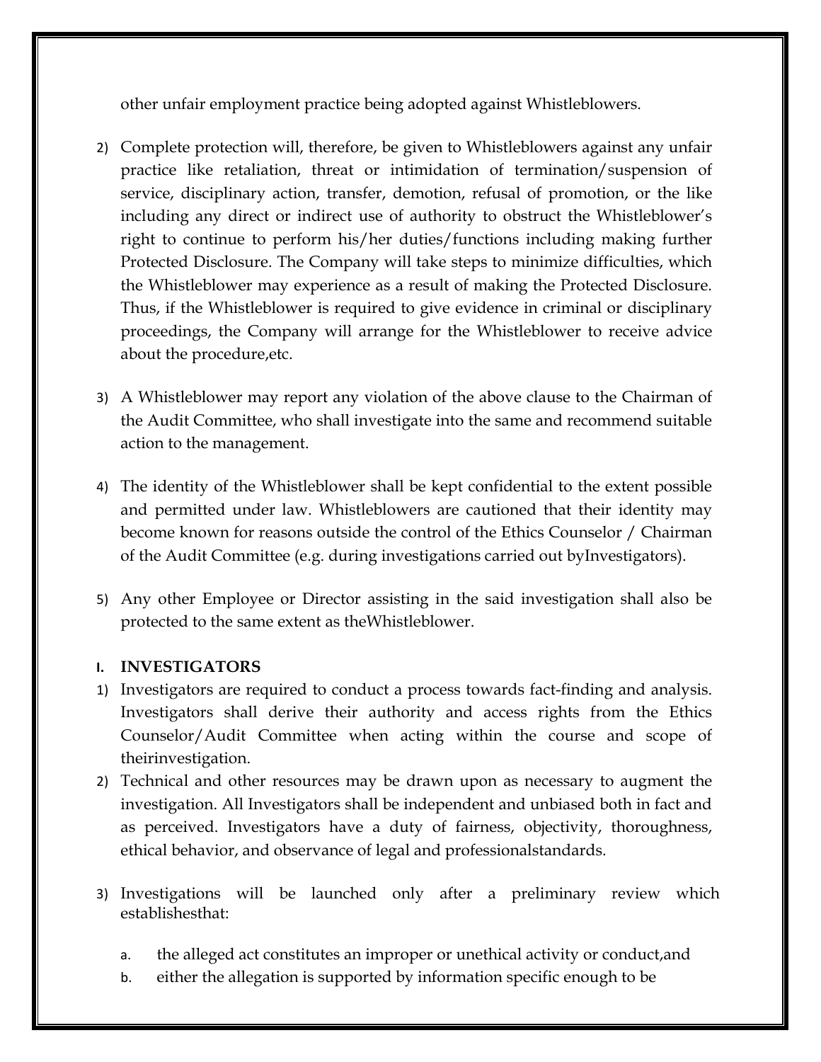other unfair employment practice being adopted against Whistleblowers.

2) Complete protection will, therefore, be given to Whistleblowers against any unfair practice like retaliation, threat or intimidation of termination/suspension of service, disciplinary action, transfer, demotion, refusal of promotion, or the like including any direct or indirect use of authority to obstruct the Whistleblower's right to continue to perform his/her duties/functions including making further Protected Disclosure. The Company will take steps to minimize difficulties, which the Whistleblower may experience as a result of making the Protected Disclosure. Thus, if the Whistleblower is required to give evidence in criminal or disciplinary proceedings, the Company will arrange for the Whistleblower to receive advice about the procedure,etc.

3) A Whistleblower may report any violation of the above clause to the Chairman of the Audit Committee, who shall investigate into the same and recommend suitable action to the management.

4) The identity of the Whistleblower shall be kept confidential to the extent possible and permitted under law. Whistleblowers are cautioned that their identity may become known for reasons outside the control of the Ethics Counselor / Chairman of the Audit Committee (e.g. during investigations carried out byInvestigators).

5) Any other Employee or Director assisting in the said investigation shall also be protected to the same extent as theWhistleblower.

### I. INVESTIGATORS

1) Investigators are required to conduct a process towards fact-finding and analysis. Investigators shall derive their authority and access rights from the Ethics Counselor/Audit Committee when acting within the course and scope of theirinvestigation.
2) Technical and other resources may be drawn upon as necessary to augment the investigation. All Investigators shall be independent and unbiased both in fact and as perceived. Investigators have a duty of fairness, objectivity, thoroughness, ethical behavior, and observance of legal and professionalstandards.

3) Investigations will be launched only after a preliminary review which establishesthat:

    a. the alleged act constitutes an improper or unethical activity or conduct,and
    b. either the allegation is supported by information specific enough to be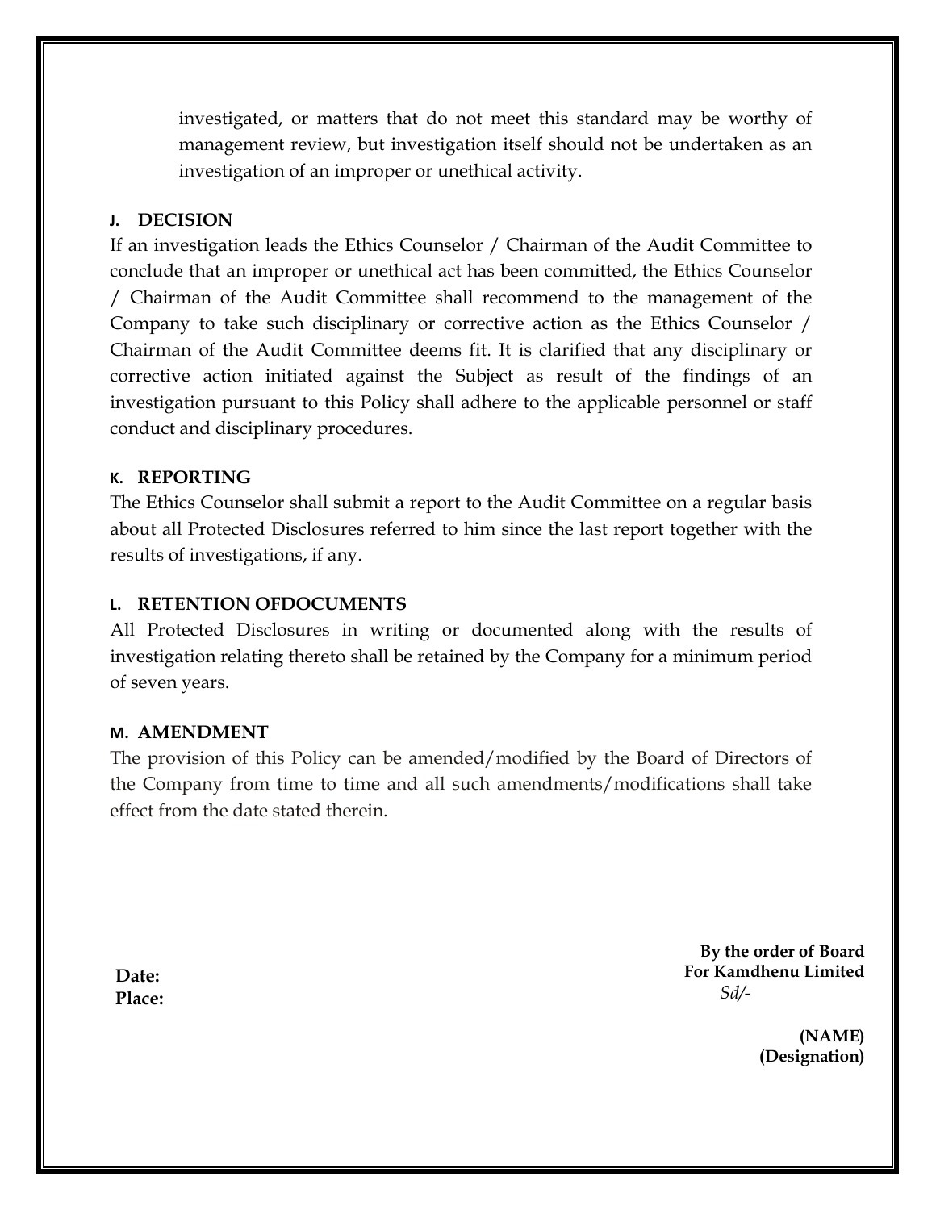investigated, or matters that do not meet this standard may be worthy of management review, but investigation itself should not be undertaken as an investigation of an improper or unethical activity.

### J. DECISION

If an investigation leads the Ethics Counselor / Chairman of the Audit Committee to conclude that an improper or unethical act has been committed, the Ethics Counselor / Chairman of the Audit Committee shall recommend to the management of the Company to take such disciplinary or corrective action as the Ethics Counselor / Chairman of the Audit Committee deems fit. It is clarified that any disciplinary or corrective action initiated against the Subject as result of the findings of an investigation pursuant to this Policy shall adhere to the applicable personnel or staff conduct and disciplinary procedures.

### K. REPORTING

The Ethics Counselor shall submit a report to the Audit Committee on a regular basis about all Protected Disclosures referred to him since the last report together with the results of investigations, if any.

### L. RETENTION OFDOCUMENTS

All Protected Disclosures in writing or documented along with the results of investigation relating thereto shall be retained by the Company for a minimum period of seven years.

### M. AMENDMENT

The provision of this Policy can be amended/modified by the Board of Directors of the Company from time to time and all such amendments/modifications shall take effect from the date stated therein.

**By the order of Board**
**For Kamdhenu Limited**
*Sd/-*

**Date:**
**Place:**

**(NAME)**
**(Designation)**